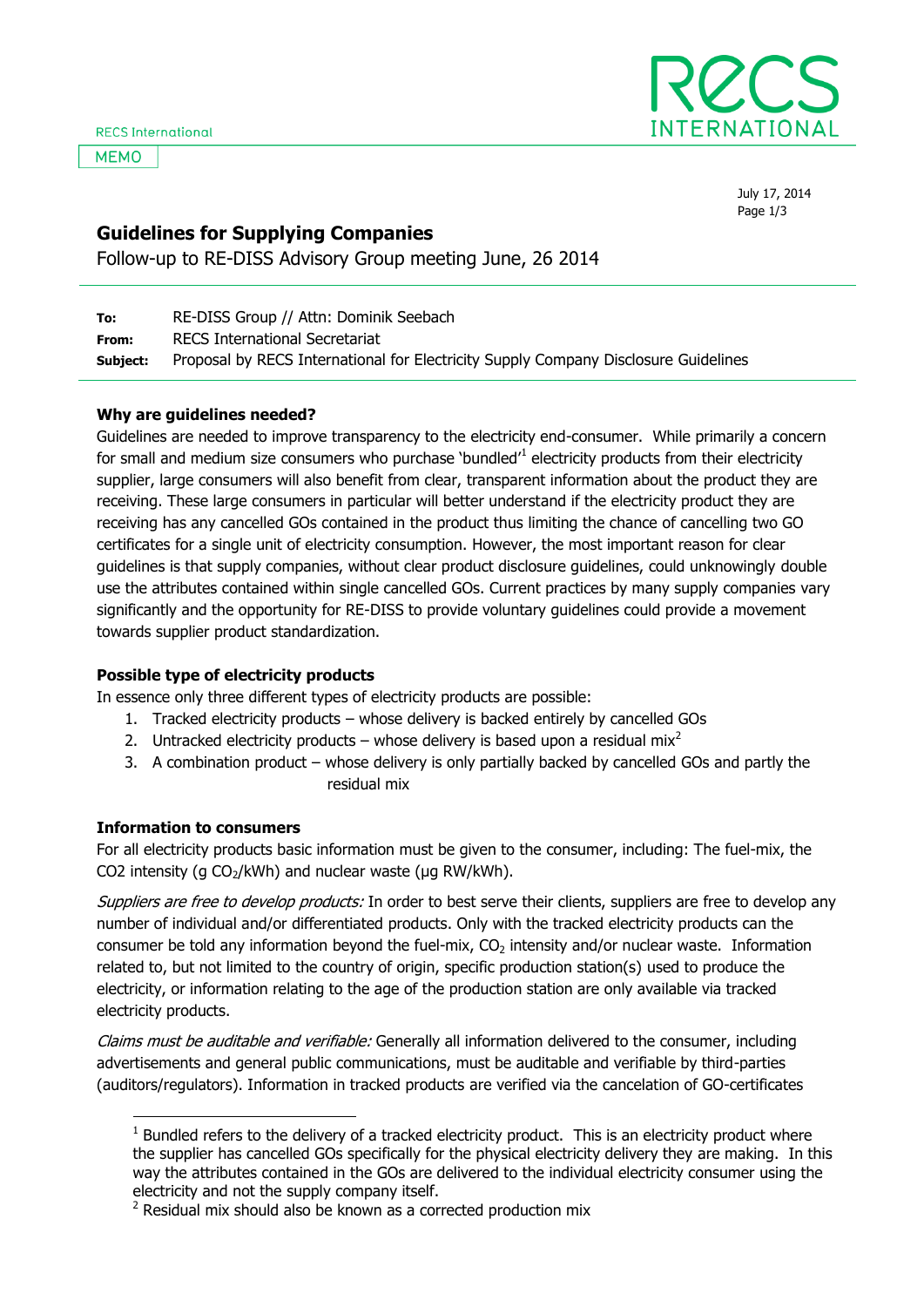RECS International

MEMO

July 17, 2014

## Guidelines for Supplying Companies

Follow-up to RE-DISS Advisory Group meeting June, 26 2014

**To:** RE-DISS Group // Attn: Dominik Seebach
**From:** RECS International Secretariat
**Subject:** Proposal by RECS International for Electricity Supply Company Disclosure Guidelines

### Why are guidelines needed?

Guidelines are needed to improve transparency to the electricity end-consumer. While primarily a concern for small and medium size consumers who purchase 'bundled'[1] electricity products from their electricity supplier, large consumers will also benefit from clear, transparent information about the product they are receiving. These large consumers in particular will better understand if the electricity product they are receiving has any cancelled GOs contained in the product thus limiting the chance of cancelling two GO certificates for a single unit of electricity consumption. However, the most important reason for clear guidelines is that supply companies, without clear product disclosure guidelines, could unknowingly double use the attributes contained within single cancelled GOs. Current practices by many supply companies vary significantly and the opportunity for RE-DISS to provide voluntary guidelines could provide a movement towards supplier product standardization.

### Possible type of electricity products

In essence only three different types of electricity products are possible:

1. Tracked electricity products – whose delivery is backed entirely by cancelled GOs
2. Untracked electricity products – whose delivery is based upon a residual mix[2]
3. A combination product – whose delivery is only partially backed by cancelled GOs and partly the residual mix

### Information to consumers

For all electricity products basic information must be given to the consumer, including: The fuel-mix, the CO2 intensity (g $CO_2$/kWh) and nuclear waste (µg RW/kWh).

*Suppliers are free to develop products:* In order to best serve their clients, suppliers are free to develop any number of individual and/or differentiated products. Only with the tracked electricity products can the consumer be told any information beyond the fuel-mix, $CO_2$ intensity and/or nuclear waste. Information related to, but not limited to the country of origin, specific production station(s) used to produce the electricity, or information relating to the age of the production station are only available via tracked electricity products.

*Claims must be auditable and verifiable:* Generally all information delivered to the consumer, including advertisements and general public communications, must be auditable and verifiable by third-parties (auditors/regulators). Information in tracked products are verified via the cancelation of GO-certificates

---

[1] Bundled refers to the delivery of a tracked electricity product. This is an electricity product where the supplier has cancelled GOs specifically for the physical electricity delivery they are making. In this way the attributes contained in the GOs are delivered to the individual electricity consumer using the electricity and not the supply company itself.

[2] Residual mix should also be known as a corrected production mix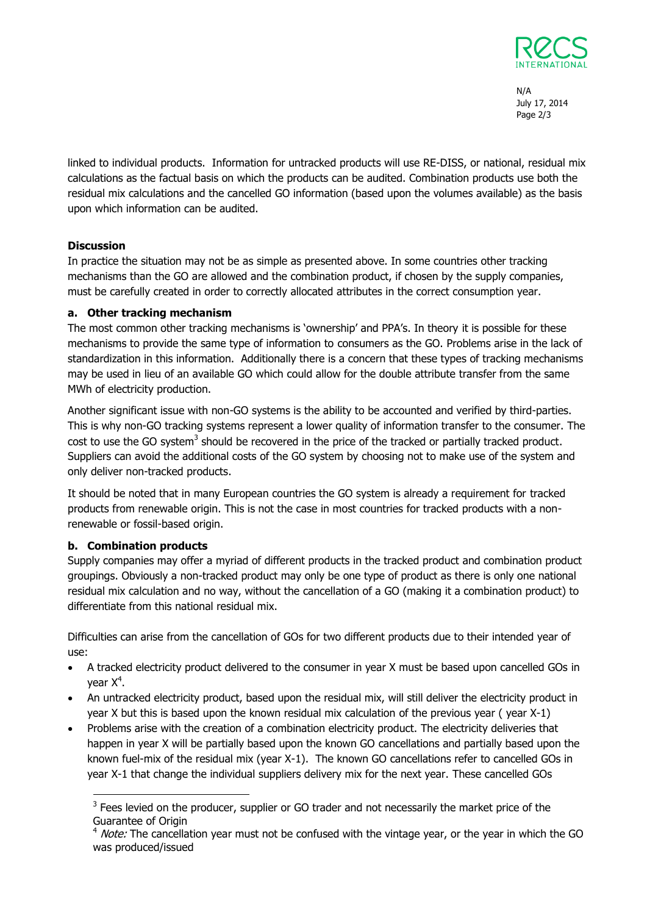linked to individual products. Information for untracked products will use RE-DISS, or national, residual mix calculations as the factual basis on which the products can be audited. Combination products use both the residual mix calculations and the cancelled GO information (based upon the volumes available) as the basis upon which information can be audited.

**Discussion**

In practice the situation may not be as simple as presented above. In some countries other tracking mechanisms than the GO are allowed and the combination product, if chosen by the supply companies, must be carefully created in order to correctly allocated attributes in the correct consumption year.

**a. Other tracking mechanism**

The most common other tracking mechanisms is 'ownership' and PPA's. In theory it is possible for these mechanisms to provide the same type of information to consumers as the GO. Problems arise in the lack of standardization in this information. Additionally there is a concern that these types of tracking mechanisms may be used in lieu of an available GO which could allow for the double attribute transfer from the same MWh of electricity production.

Another significant issue with non-GO systems is the ability to be accounted and verified by third-parties. This is why non-GO tracking systems represent a lower quality of information transfer to the consumer. The cost to use the GO system[3] should be recovered in the price of the tracked or partially tracked product. Suppliers can avoid the additional costs of the GO system by choosing not to make use of the system and only deliver non-tracked products.

It should be noted that in many European countries the GO system is already a requirement for tracked products from renewable origin. This is not the case in most countries for tracked products with a non-renewable or fossil-based origin.

**b. Combination products**

Supply companies may offer a myriad of different products in the tracked product and combination product groupings. Obviously a non-tracked product may only be one type of product as there is only one national residual mix calculation and no way, without the cancellation of a GO (making it a combination product) to differentiate from this national residual mix.

Difficulties can arise from the cancellation of GOs for two different products due to their intended year of use:

- A tracked electricity product delivered to the consumer in year X must be based upon cancelled GOs in year X[4].
- An untracked electricity product, based upon the residual mix, will still deliver the electricity product in year X but this is based upon the known residual mix calculation of the previous year ( year X-1)
- Problems arise with the creation of a combination electricity product. The electricity deliveries that happen in year X will be partially based upon the known GO cancellations and partially based upon the known fuel-mix of the residual mix (year X-1). The known GO cancellations refer to cancelled GOs in year X-1 that change the individual suppliers delivery mix for the next year. These cancelled GOs

---

[3] Fees levied on the producer, supplier or GO trader and not necessarily the market price of the Guarantee of Origin

[4] *Note:* The cancellation year must not be confused with the vintage year, or the year in which the GO was produced/issued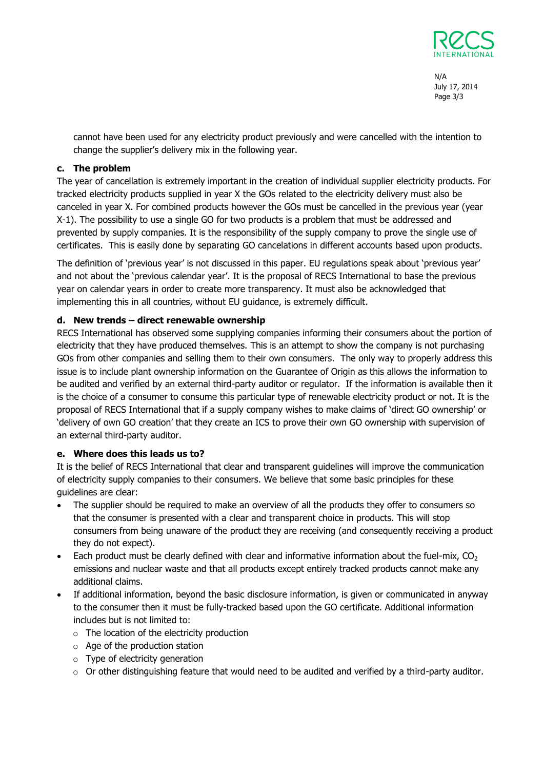cannot have been used for any electricity product previously and were cancelled with the intention to change the supplier's delivery mix in the following year.

### c. The problem

The year of cancellation is extremely important in the creation of individual supplier electricity products. For tracked electricity products supplied in year X the GOs related to the electricity delivery must also be canceled in year X. For combined products however the GOs must be cancelled in the previous year (year X-1). The possibility to use a single GO for two products is a problem that must be addressed and prevented by supply companies. It is the responsibility of the supply company to prove the single use of certificates. This is easily done by separating GO cancelations in different accounts based upon products.

The definition of 'previous year' is not discussed in this paper. EU regulations speak about 'previous year' and not about the 'previous calendar year'. It is the proposal of RECS International to base the previous year on calendar years in order to create more transparency. It must also be acknowledged that implementing this in all countries, without EU guidance, is extremely difficult.

### d. New trends – direct renewable ownership

RECS International has observed some supplying companies informing their consumers about the portion of electricity that they have produced themselves. This is an attempt to show the company is not purchasing GOs from other companies and selling them to their own consumers. The only way to properly address this issue is to include plant ownership information on the Guarantee of Origin as this allows the information to be audited and verified by an external third-party auditor or regulator. If the information is available then it is the choice of a consumer to consume this particular type of renewable electricity product or not. It is the proposal of RECS International that if a supply company wishes to make claims of 'direct GO ownership' or 'delivery of own GO creation' that they create an ICS to prove their own GO ownership with supervision of an external third-party auditor.

### e. Where does this leads us to?

It is the belief of RECS International that clear and transparent guidelines will improve the communication of electricity supply companies to their consumers. We believe that some basic principles for these guidelines are clear:

- The supplier should be required to make an overview of all the products they offer to consumers so that the consumer is presented with a clear and transparent choice in products. This will stop consumers from being unaware of the product they are receiving (and consequently receiving a product they do not expect).
- Each product must be clearly defined with clear and informative information about the fuel-mix, $CO_2$ emissions and nuclear waste and that all products except entirely tracked products cannot make any additional claims.
- If additional information, beyond the basic disclosure information, is given or communicated in anyway to the consumer then it must be fully-tracked based upon the GO certificate. Additional information includes but is not limited to:
  - The location of the electricity production
  - Age of the production station
  - Type of electricity generation
  - Or other distinguishing feature that would need to be audited and verified by a third-party auditor.